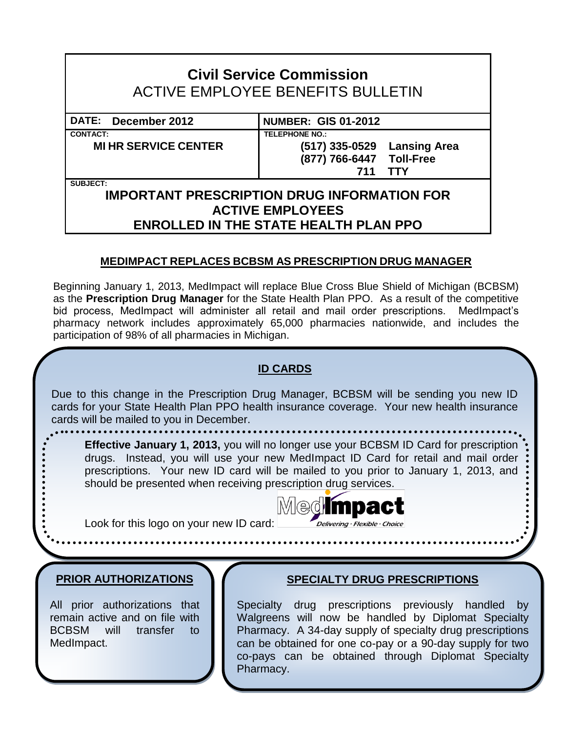# Civil Service Commission
## ACTIVE EMPLOYEE BENEFITS BULLETIN

| DATE: December 2012 | NUMBER: GIS 01-2012 |
| --- | --- |
| CONTACT: **MI HR SERVICE CENTER** | TELEPHONE NO.: **(517) 335-0529 Lansing Area**<br>**(877) 766-6447 Toll-Free**<br>**711 TTY** |

SUBJECT:

## IMPORTANT PRESCRIPTION DRUG INFORMATION FOR ACTIVE EMPLOYEES ENROLLED IN THE STATE HEALTH PLAN PPO

### MEDIMPACT REPLACES BCBSM AS PRESCRIPTION DRUG MANAGER

Beginning January 1, 2013, MedImpact will replace Blue Cross Blue Shield of Michigan (BCBSM) as the **Prescription Drug Manager** for the State Health Plan PPO. As a result of the competitive bid process, MedImpact will administer all retail and mail order prescriptions. MedImpact's pharmacy network includes approximately 65,000 pharmacies nationwide, and includes the participation of 98% of all pharmacies in Michigan.

### ID CARDS

Due to this change in the Prescription Drug Manager, BCBSM will be sending you new ID cards for your State Health Plan PPO health insurance coverage. Your new health insurance cards will be mailed to you in December.

**Effective January 1, 2013,** you will no longer use your BCBSM ID Card for prescription drugs. Instead, you will use your new MedImpact ID Card for retail and mail order prescriptions. Your new ID card will be mailed to you prior to January 1, 2013, and should be presented when receiving prescription drug services.

Look for this logo on your new ID card: MedImpact — Delivering · Flexible · Choice

### PRIOR AUTHORIZATIONS

All prior authorizations that remain active and on file with BCBSM will transfer to MedImpact.

### SPECIALTY DRUG PRESCRIPTIONS

Specialty drug prescriptions previously handled by Walgreens will now be handled by Diplomat Specialty Pharmacy. A 34-day supply of specialty drug prescriptions can be obtained for one co-pay or a 90-day supply for two co-pays can be obtained through Diplomat Specialty Pharmacy.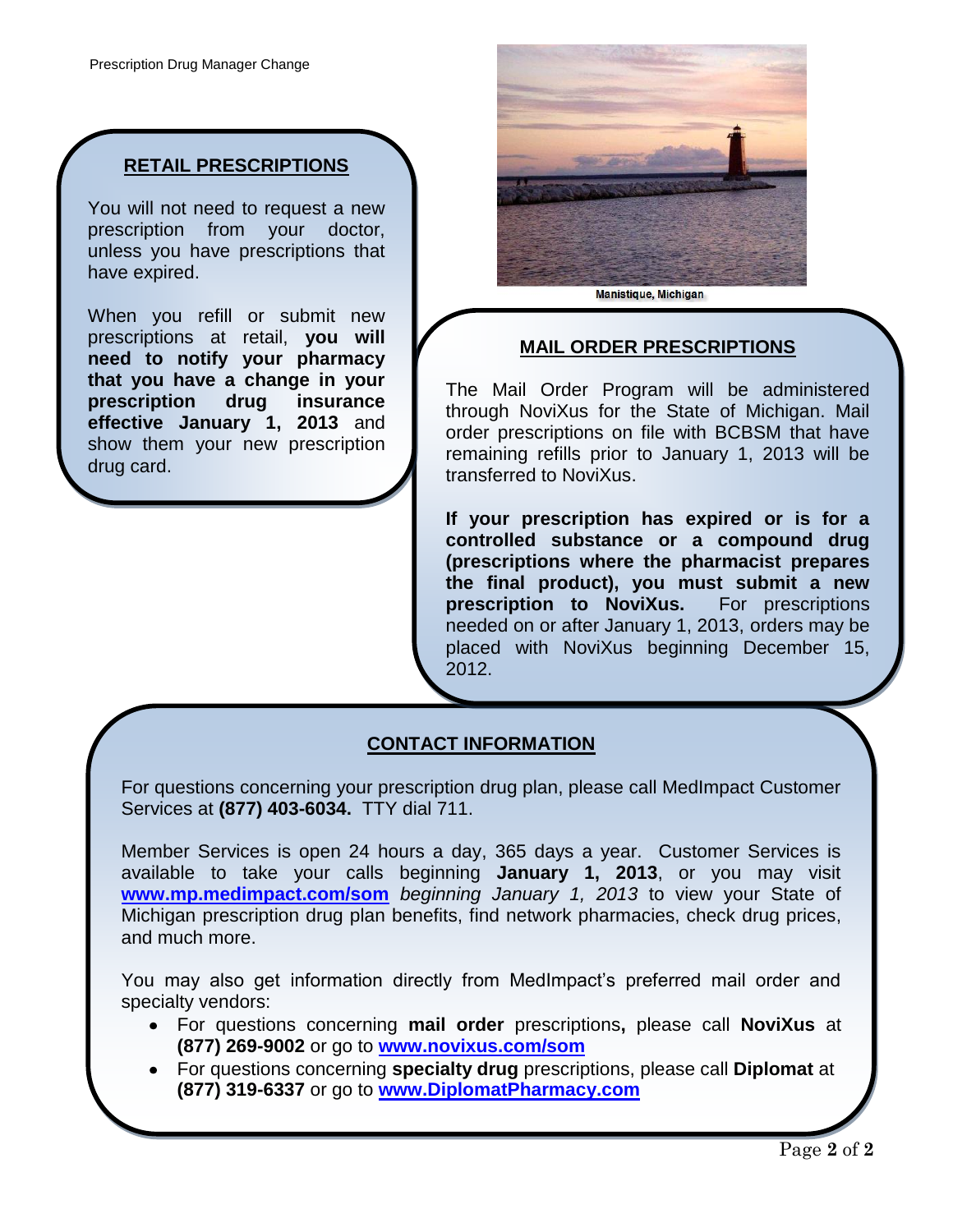## RETAIL PRESCRIPTIONS

You will not need to request a new prescription from your doctor, unless you have prescriptions that have expired.

When you refill or submit new prescriptions at retail, **you will need to notify your pharmacy that you have a change in your prescription drug insurance effective January 1, 2013** and show them your new prescription drug card.

Manistique, Michigan

## MAIL ORDER PRESCRIPTIONS

The Mail Order Program will be administered through NoviXus for the State of Michigan. Mail order prescriptions on file with BCBSM that have remaining refills prior to January 1, 2013 will be transferred to NoviXus.

**If your prescription has expired or is for a controlled substance or a compound drug (prescriptions where the pharmacist prepares the final product), you must submit a new prescription to NoviXus.** For prescriptions needed on or after January 1, 2013, orders may be placed with NoviXus beginning December 15, 2012.

## CONTACT INFORMATION

For questions concerning your prescription drug plan, please call MedImpact Customer Services at **(877) 403-6034.** TTY dial 711.

Member Services is open 24 hours a day, 365 days a year. Customer Services is available to take your calls beginning **January 1, 2013**, or you may visit **www.mp.medimpact.com/som** *beginning January 1, 2013* to view your State of Michigan prescription drug plan benefits, find network pharmacies, check drug prices, and much more.

You may also get information directly from MedImpact's preferred mail order and specialty vendors:

- For questions concerning **mail order** prescriptions**,** please call **NoviXus** at **(877) 269-9002** or go to **www.novixus.com/som**
- For questions concerning **specialty drug** prescriptions, please call **Diplomat** at **(877) 319-6337** or go to **www.DiplomatPharmacy.com**